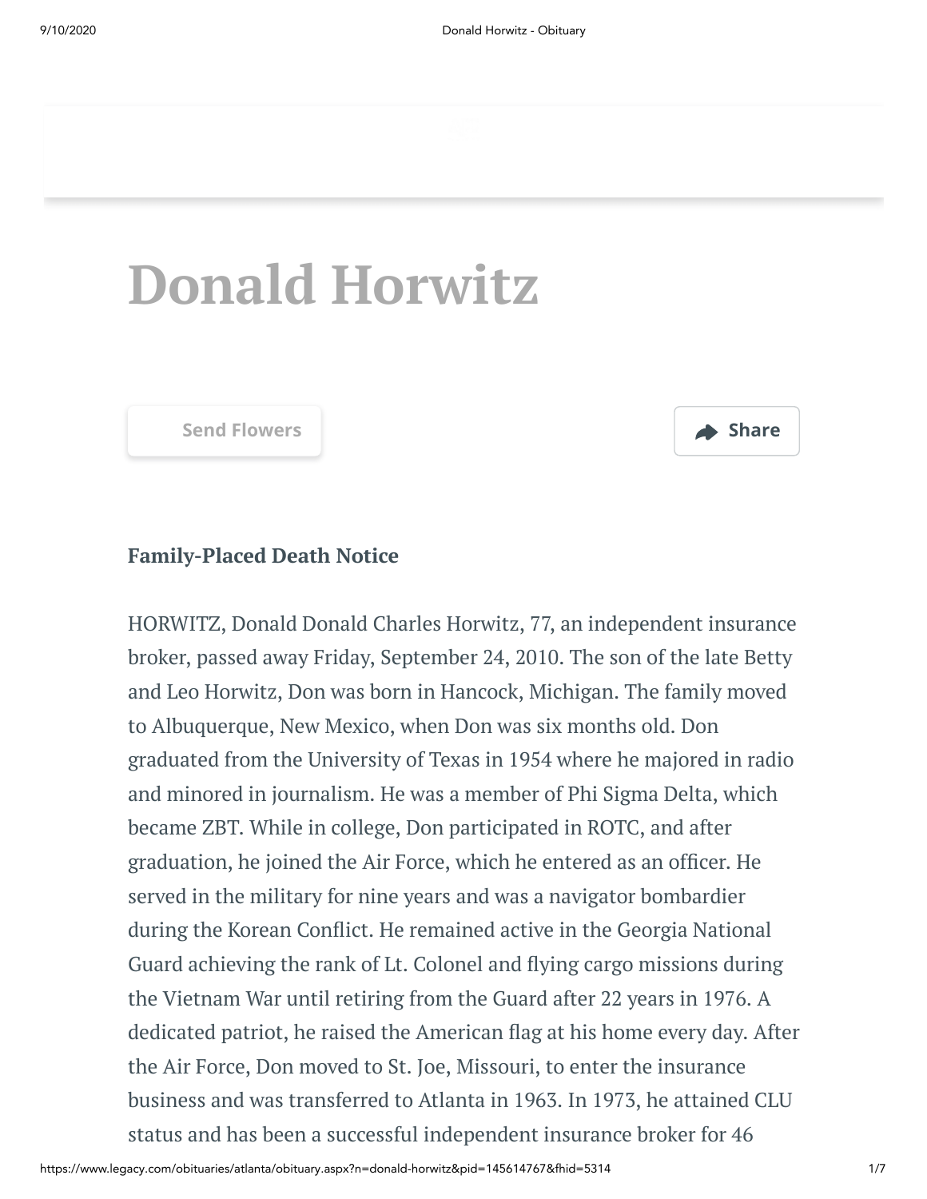# Donald Horwitz

Send Flowers

Share

### Family-Placed Death Notice

HORWITZ, Donald Donald Charles Horwitz, 77, an independent insurance broker, passed away Friday, September 24, 2010. The son of the late Betty and Leo Horwitz, Don was born in Hancock, Michigan. The family moved to Albuquerque, New Mexico, when Don was six months old. Don graduated from the University of Texas in 1954 where he majored in radio and minored in journalism. He was a member of Phi Sigma Delta, which became ZBT. While in college, Don participated in ROTC, and after graduation, he joined the Air Force, which he entered as an officer. He served in the military for nine years and was a navigator bombardier during the Korean Conflict. He remained active in the Georgia National Guard achieving the rank of Lt. Colonel and flying cargo missions during the Vietnam War until retiring from the Guard after 22 years in 1976. A dedicated patriot, he raised the American flag at his home every day. After the Air Force, Don moved to St. Joe, Missouri, to enter the insurance business and was transferred to Atlanta in 1963. In 1973, he attained CLU status and has been a successful independent insurance broker for 46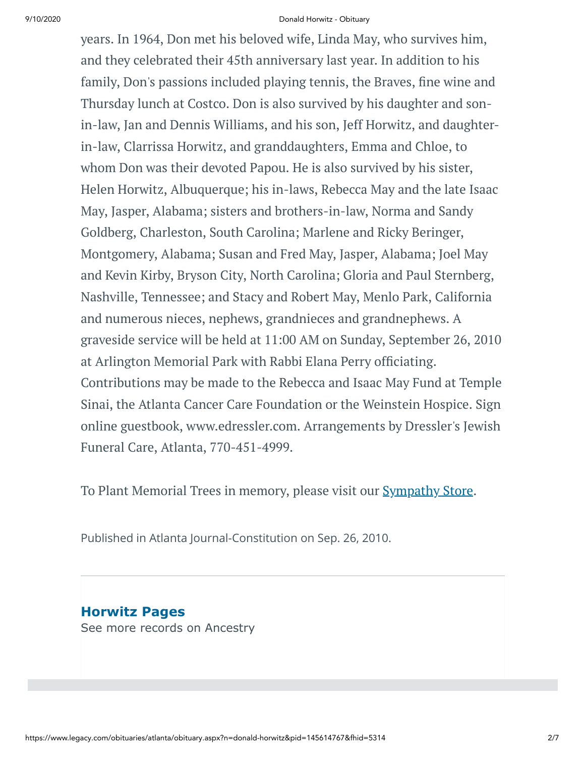years. In 1964, Don met his beloved wife, Linda May, who survives him, and they celebrated their 45th anniversary last year. In addition to his family, Don's passions included playing tennis, the Braves, fine wine and Thursday lunch at Costco. Don is also survived by his daughter and son-in-law, Jan and Dennis Williams, and his son, Jeff Horwitz, and daughter-in-law, Clarrissa Horwitz, and granddaughters, Emma and Chloe, to whom Don was their devoted Papou. He is also survived by his sister, Helen Horwitz, Albuquerque; his in-laws, Rebecca May and the late Isaac May, Jasper, Alabama; sisters and brothers-in-law, Norma and Sandy Goldberg, Charleston, South Carolina; Marlene and Ricky Beringer, Montgomery, Alabama; Susan and Fred May, Jasper, Alabama; Joel May and Kevin Kirby, Bryson City, North Carolina; Gloria and Paul Sternberg, Nashville, Tennessee; and Stacy and Robert May, Menlo Park, California and numerous nieces, nephews, grandnieces and grandnephews. A graveside service will be held at 11:00 AM on Sunday, September 26, 2010 at Arlington Memorial Park with Rabbi Elana Perry officiating. Contributions may be made to the Rebecca and Isaac May Fund at Temple Sinai, the Atlanta Cancer Care Foundation or the Weinstein Hospice. Sign online guestbook, www.edressler.com. Arrangements by Dressler's Jewish Funeral Care, Atlanta, 770-451-4999.

To Plant Memorial Trees in memory, please visit our [Sympathy Store](#).

Published in Atlanta Journal-Constitution on Sep. 26, 2010.

**Horwitz Pages**

See more records on Ancestry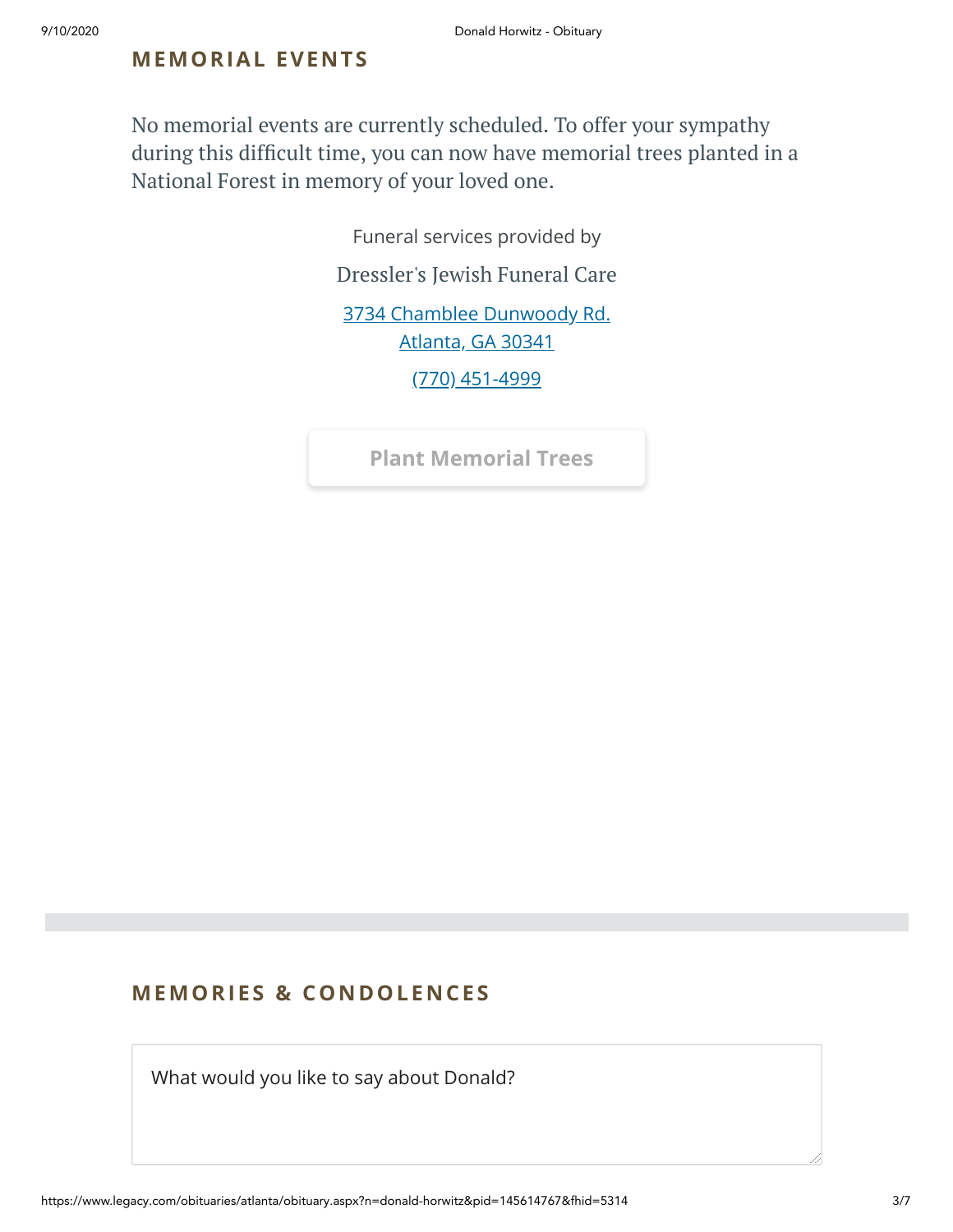## MEMORIAL EVENTS

No memorial events are currently scheduled. To offer your sympathy during this difficult time, you can now have memorial trees planted in a National Forest in memory of your loved one.

Funeral services provided by

Dressler's Jewish Funeral Care

3734 Chamblee Dunwoody Rd.
Atlanta, GA 30341

(770) 451-4999

Plant Memorial Trees

## MEMORIES & CONDOLENCES

What would you like to say about Donald?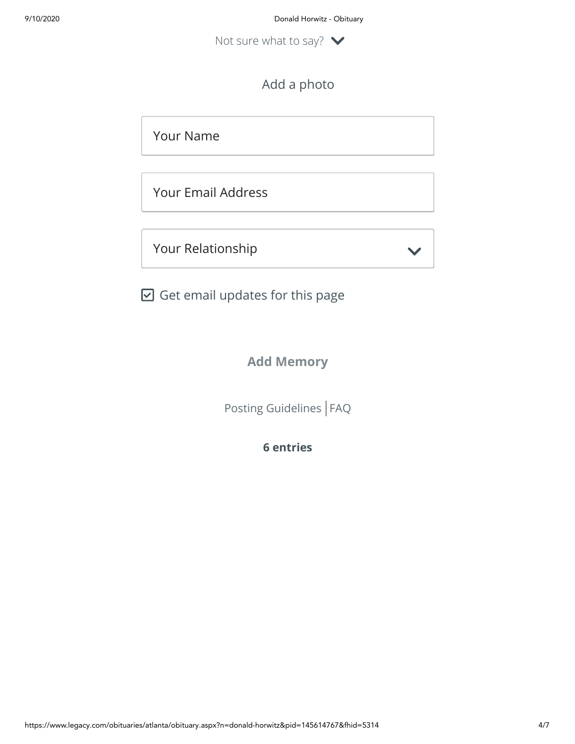Not sure what to say?

Add a photo

Your Name

Your Email Address

Your Relationship

☑ Get email updates for this page

**Add Memory**

Posting Guidelines | FAQ

**6 entries**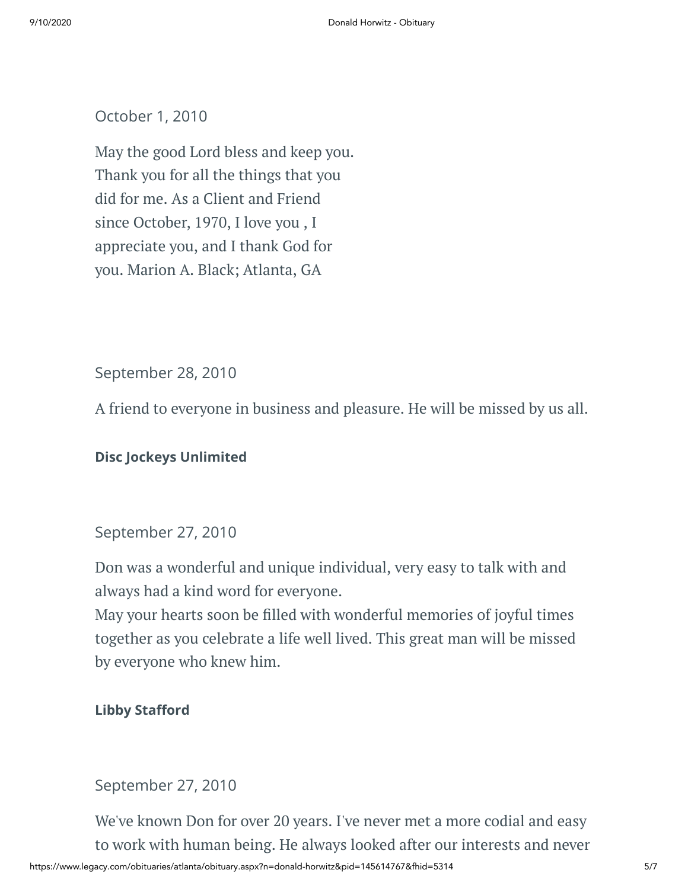October 1, 2010

May the good Lord bless and keep you. Thank you for all the things that you did for me. As a Client and Friend since October, 1970, I love you , I appreciate you, and I thank God for you. Marion A. Black; Atlanta, GA

September 28, 2010

A friend to everyone in business and pleasure. He will be missed by us all.

**Disc Jockeys Unlimited**

September 27, 2010

Don was a wonderful and unique individual, very easy to talk with and always had a kind word for everyone.
May your hearts soon be filled with wonderful memories of joyful times together as you celebrate a life well lived. This great man will be missed by everyone who knew him.

**Libby Stafford**

September 27, 2010

We've known Don for over 20 years. I've never met a more codial and easy to work with human being. He always looked after our interests and never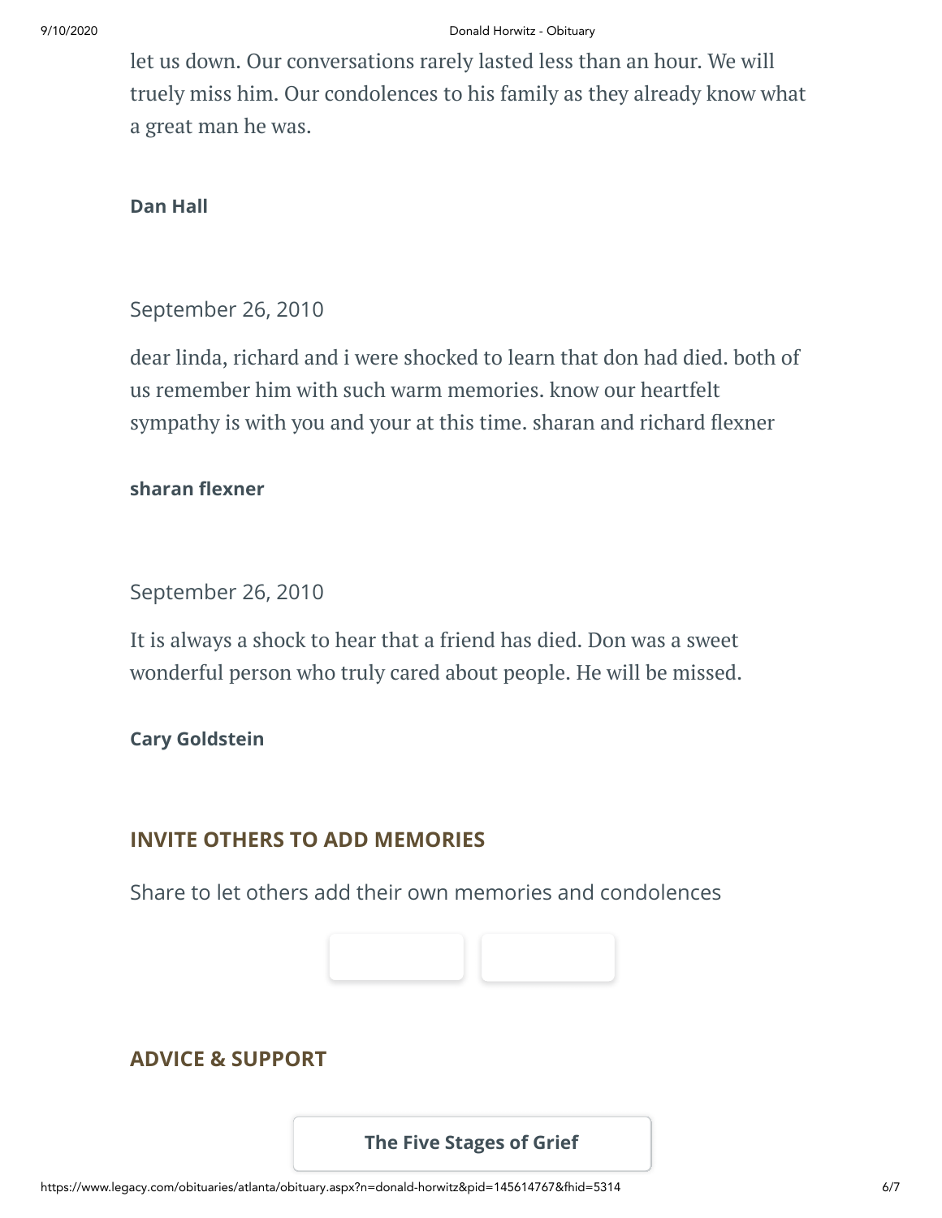let us down. Our conversations rarely lasted less than an hour. We will truely miss him. Our condolences to his family as they already know what a great man he was.

**Dan Hall**

September 26, 2010

dear linda, richard and i were shocked to learn that don had died. both of us remember him with such warm memories. know our heartfelt sympathy is with you and your at this time. sharan and richard flexner

**sharan flexner**

September 26, 2010

It is always a shock to hear that a friend has died. Don was a sweet wonderful person who truly cared about people. He will be missed.

**Cary Goldstein**

## INVITE OTHERS TO ADD MEMORIES

Share to let others add their own memories and condolences

## ADVICE & SUPPORT

**The Five Stages of Grief**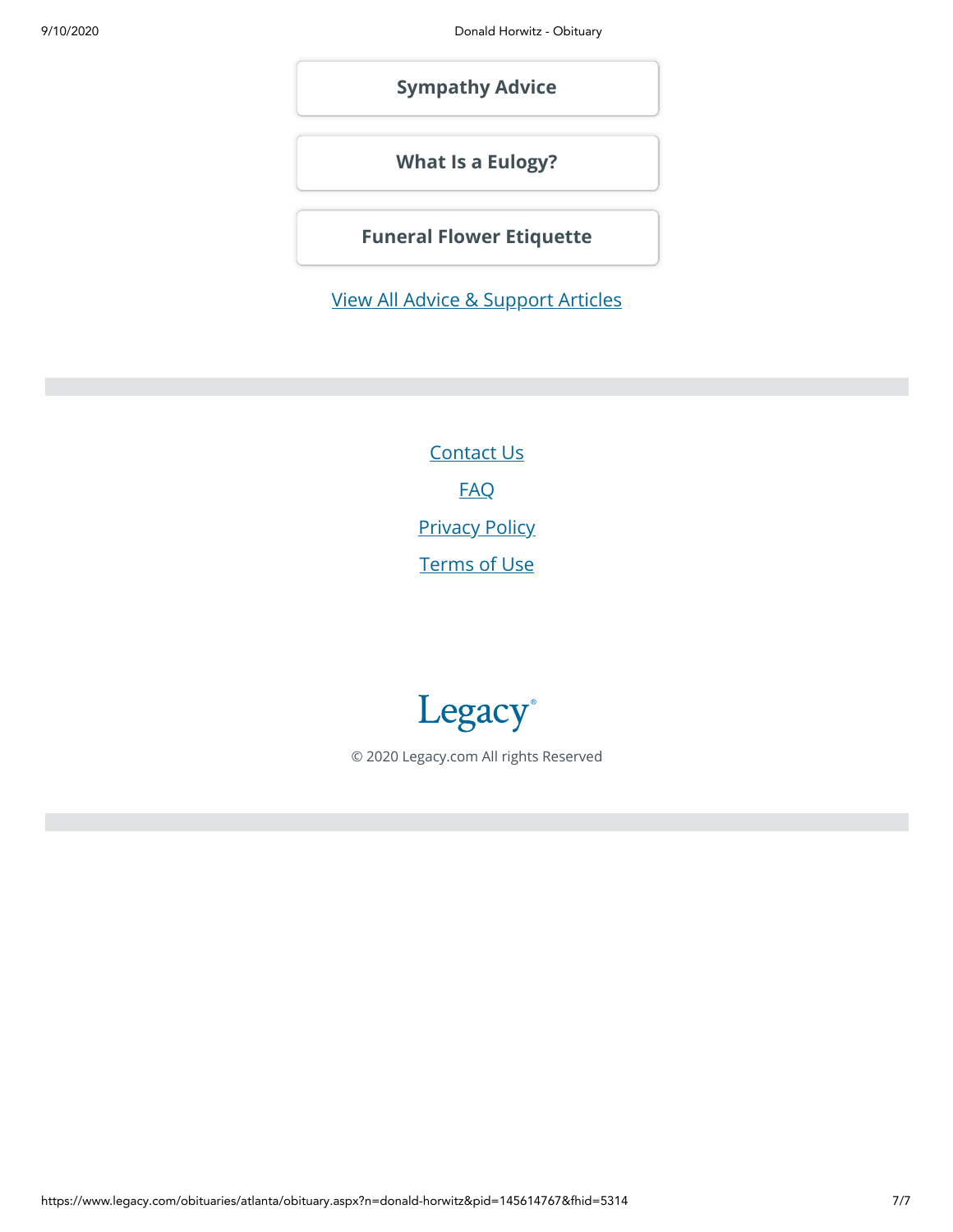**Sympathy Advice**

**What Is a Eulogy?**

**Funeral Flower Etiquette**

View All Advice & Support Articles

Contact Us

FAQ

Privacy Policy

Terms of Use

Legacy®

© 2020 Legacy.com All rights Reserved